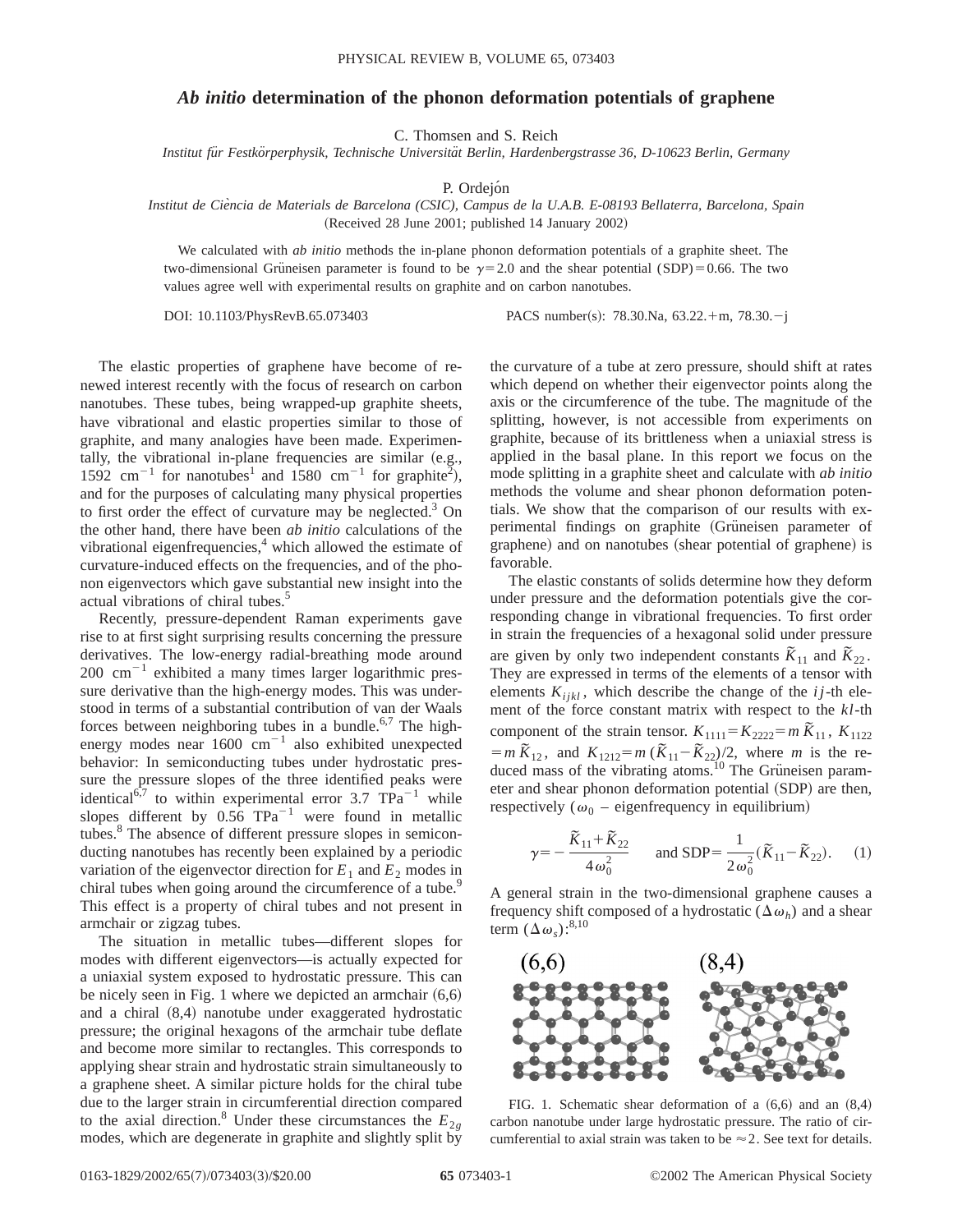# *Ab initio* determination of the phonon deformation potentials of graphene

C. Thomsen and S. Reich

*Institut für Festkörperphysik, Technische Universität Berlin, Hardenbergstrasse 36, D-10623 Berlin, Germany*

P. Ordejón

*Institut de Ciència de Materials de Barcelona (CSIC), Campus de la U.A.B. E-08193 Bellaterra, Barcelona, Spain*

(Received 28 June 2001; published 14 January 2002)

We calculated with *ab initio* methods the in-plane phonon deformation potentials of a graphite sheet. The two-dimensional Grüneisen parameter is found to be $\gamma=2.0$ and the shear potential (SDP)$=0.66$. The two values agree well with experimental results on graphite and on carbon nanotubes.

DOI: 10.1103/PhysRevB.65.073403 PACS number(s): 78.30.Na, 63.22.+m, 78.30.−j

The elastic properties of graphene have become of renewed interest recently with the focus of research on carbon nanotubes. These tubes, being wrapped-up graphite sheets, have vibrational and elastic properties similar to those of graphite, and many analogies have been made. Experimentally, the vibrational in-plane frequencies are similar (e.g., 1592 $\text{cm}^{-1}$ for nanotubes[1] and 1580 $\text{cm}^{-1}$ for graphite[2]), and for the purposes of calculating many physical properties to first order the effect of curvature may be neglected.[3] On the other hand, there have been *ab initio* calculations of the vibrational eigenfrequencies,[4] which allowed the estimate of curvature-induced effects on the frequencies, and of the phonon eigenvectors which gave substantial new insight into the actual vibrations of chiral tubes.[5]

Recently, pressure-dependent Raman experiments gave rise to at first sight surprising results concerning the pressure derivatives. The low-energy radial-breathing mode around 200 $\text{cm}^{-1}$ exhibited a many times larger logarithmic pressure derivative than the high-energy modes. This was understood in terms of a substantial contribution of van der Waals forces between neighboring tubes in a bundle.[6,7] The high-energy modes near 1600 $\text{cm}^{-1}$ also exhibited unexpected behavior: In semiconducting tubes under hydrostatic pressure the pressure slopes of the three identified peaks were identical[6,7] to within experimental error 3.7 $\text{TPa}^{-1}$ while slopes different by 0.56 $\text{TPa}^{-1}$ were found in metallic tubes.[8] The absence of different pressure slopes in semiconducting nanotubes has recently been explained by a periodic variation of the eigenvector direction for $E_1$ and $E_2$ modes in chiral tubes when going around the circumference of a tube.[9] This effect is a property of chiral tubes and not present in armchair or zigzag tubes.

The situation in metallic tubes—different slopes for modes with different eigenvectors—is actually expected for a uniaxial system exposed to hydrostatic pressure. This can be nicely seen in Fig. 1 where we depicted an armchair (6,6) and a chiral (8,4) nanotube under exaggerated hydrostatic pressure; the original hexagons of the armchair tube deflate and become more similar to rectangles. This corresponds to applying shear strain and hydrostatic strain simultaneously to a graphene sheet. A similar picture holds for the chiral tube due to the larger strain in circumferential direction compared to the axial direction.[8] Under these circumstances the $E_{2g}$ modes, which are degenerate in graphite and slightly split by the curvature of a tube at zero pressure, should shift at rates which depend on whether their eigenvector points along the axis or the circumference of the tube. The magnitude of the splitting, however, is not accessible from experiments on graphite, because of its brittleness when a uniaxial stress is applied in the basal plane. In this report we focus on the mode splitting in a graphite sheet and calculate with *ab initio* methods the volume and shear phonon deformation potentials. We show that the comparison of our results with experimental findings on graphite (Grüneisen parameter of graphene) and on nanotubes (shear potential of graphene) is favorable.

The elastic constants of solids determine how they deform under pressure and the deformation potentials give the corresponding change in vibrational frequencies. To first order in strain the frequencies of a hexagonal solid under pressure are given by only two independent constants $\tilde{K}_{11}$ and $\tilde{K}_{22}$. They are expressed in terms of the elements of a tensor with elements $K_{ijkl}$, which describe the change of the $ij$-th element of the force constant matrix with respect to the $kl$-th component of the strain tensor. $K_{1111}=K_{2222}=m\,\tilde{K}_{11}$, $K_{1122}=m\,\tilde{K}_{12}$, and $K_{1212}=m\,(\tilde{K}_{11}-\tilde{K}_{22})/2$, where $m$ is the reduced mass of the vibrating atoms.[10] The Grüneisen parameter and shear phonon deformation potential (SDP) are then, respectively ($\omega_0$ – eigenfrequency in equilibrium)

$$\gamma=-\frac{\tilde{K}_{11}+\tilde{K}_{22}}{4\,\omega_0^2}\qquad \text{and SDP}=\frac{1}{2\,\omega_0^2}(\tilde{K}_{11}-\tilde{K}_{22}). \tag{1}$$

A general strain in the two-dimensional graphene causes a frequency shift composed of a hydrostatic ($\Delta\omega_h$) and a shear term ($\Delta\omega_s$):[8,10]

FIG. 1. Schematic shear deformation of a (6,6) and an (8,4) carbon nanotube under large hydrostatic pressure. The ratio of circumferential to axial strain was taken to be $\approx 2$. See text for details.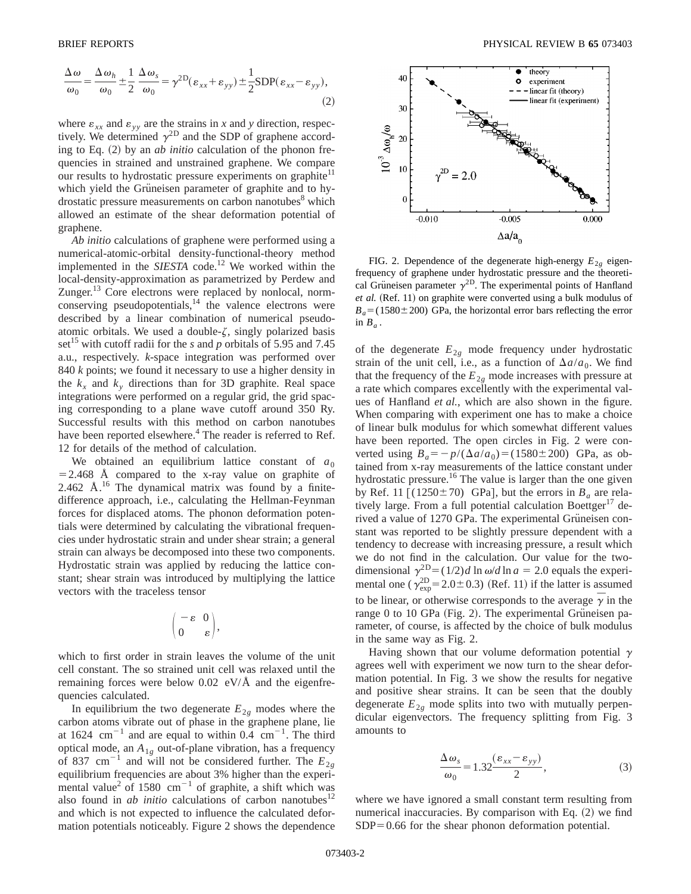$$\frac{\Delta\omega}{\omega_0}=\frac{\Delta\omega_h}{\omega_0}\pm\frac{1}{2}\frac{\Delta\omega_s}{\omega_0}=\gamma^{2D}(\varepsilon_{xx}+\varepsilon_{yy})\pm\frac{1}{2}\text{SDP}(\varepsilon_{xx}-\varepsilon_{yy}),\tag{2}$$

where $\varepsilon_{xx}$ and $\varepsilon_{yy}$ are the strains in $x$ and $y$ direction, respectively. We determined $\gamma^{2D}$ and the SDP of graphene according to Eq. (2) by an *ab initio* calculation of the phonon frequencies in strained and unstrained graphene. We compare our results to hydrostatic pressure experiments on graphite[11] which yield the Grüneisen parameter of graphite and to hydrostatic pressure measurements on carbon nanotubes[8] which allowed an estimate of the shear deformation potential of graphene.

*Ab initio* calculations of graphene were performed using a numerical-atomic-orbital density-functional-theory method implemented in the *SIESTA* code.[12] We worked within the local-density-approximation as parametrized by Perdew and Zunger.[13] Core electrons were replaced by nonlocal, norm-conserving pseudopotentials,[14] the valence electrons were described by a linear combination of numerical pseudo-atomic orbitals. We used a double-$\zeta$, singly polarized basis set[15] with cutoff radii for the $s$ and $p$ orbitals of 5.95 and 7.45 a.u., respectively. $k$-space integration was performed over 840 $k$ points; we found it necessary to use a higher density in the $k_x$ and $k_y$ directions than for 3D graphite. Real space integrations were performed on a regular grid, the grid spacing corresponding to a plane wave cutoff around 350 Ry. Successful results with this method on carbon nanotubes have been reported elsewhere.[4] The reader is referred to Ref. 12 for details of the method of calculation.

We obtained an equilibrium lattice constant of $a_0 = 2.468$ Å compared to the x-ray value on graphite of 2.462 Å.[16] The dynamical matrix was found by a finite-difference approach, i.e., calculating the Hellman-Feynman forces for displaced atoms. The phonon deformation potentials were determined by calculating the vibrational frequencies under hydrostatic strain and under shear strain; a general strain can always be decomposed into these two components. Hydrostatic strain was applied by reducing the lattice constant; shear strain was introduced by multiplying the lattice vectors with the traceless tensor

$$\begin{pmatrix} -\varepsilon & 0 \\ 0 & \varepsilon \end{pmatrix},$$

which to first order in strain leaves the volume of the unit cell constant. The so strained unit cell was relaxed until the remaining forces were below 0.02 eV/Å and the eigenfrequencies calculated.

In equilibrium the two degenerate $E_{2g}$ modes where the carbon atoms vibrate out of phase in the graphene plane, lie at 1624 cm$^{-1}$ and are equal to within 0.4 cm$^{-1}$. The third optical mode, an $A_{1g}$ out-of-plane vibration, has a frequency of 837 cm$^{-1}$ and will not be considered further. The $E_{2g}$ equilibrium frequencies are about 3% higher than the experimental value[2] of 1580 cm$^{-1}$ of graphite, a shift which was also found in *ab initio* calculations of carbon nanotubes[12] and which is not expected to influence the calculated deformation potentials noticeably. Figure 2 shows the dependence of the degenerate $E_{2g}$ mode frequency under hydrostatic strain of the unit cell, i.e., as a function of $\Delta a/a_0$. We find that the frequency of the $E_{2g}$ mode increases with pressure at a rate which compares excellently with the experimental values of Hanfland *et al.*, which are also shown in the figure. When comparing with experiment one has to make a choice of linear bulk modulus for which somewhat different values have been reported. The open circles in Fig. 2 were converted using $B_a = -p/(\Delta a/a_0) = (1580 \pm 200)$ GPa, as obtained from x-ray measurements of the lattice constant under hydrostatic pressure.[16] The value is larger than the one given by Ref. 11 [$(1250 \pm 70)$ GPa], but the errors in $B_a$ are relatively large. From a full potential calculation Boettger[17] derived a value of 1270 GPa. The experimental Grüneisen constant was reported to be slightly pressure dependent with a tendency to decrease with increasing pressure, a result which we do not find in the calculation. Our value for the two-dimensional $\gamma^{2D} = (1/2)d\ln\omega/d\ln a = 2.0$ equals the experimental one ($\gamma^{2D}_{\text{exp}} = 2.0 \pm 0.3$) (Ref. 11) if the latter is assumed to be linear, or otherwise corresponds to the average $\bar{\gamma}$ in the range 0 to 10 GPa (Fig. 2). The experimental Grüneisen parameter, of course, is affected by the choice of bulk modulus in the same way as Fig. 2.

FIG. 2. Dependence of the degenerate high-energy $E_{2g}$ eigenfrequency of graphene under hydrostatic pressure and the theoretical Grüneisen parameter $\gamma^{2D}$. The experimental points of Hanfland *et al.* (Ref. 11) on graphite were converted using a bulk modulus of $B_a = (1580 \pm 200)$ GPa, the horizontal error bars reflecting the error in $B_a$.

Having shown that our volume deformation potential $\gamma$ agrees well with experiment we now turn to the shear deformation potential. In Fig. 3 we show the results for negative and positive shear strains. It can be seen that the doubly degenerate $E_{2g}$ mode splits into two with mutually perpendicular eigenvectors. The frequency splitting from Fig. 3 amounts to

$$\frac{\Delta\omega_s}{\omega_0} = 1.32\frac{(\varepsilon_{xx}-\varepsilon_{yy})}{2},\tag{3}$$

where we have ignored a small constant term resulting from numerical inaccuracies. By comparison with Eq. (2) we find SDP$=0.66$ for the shear phonon deformation potential.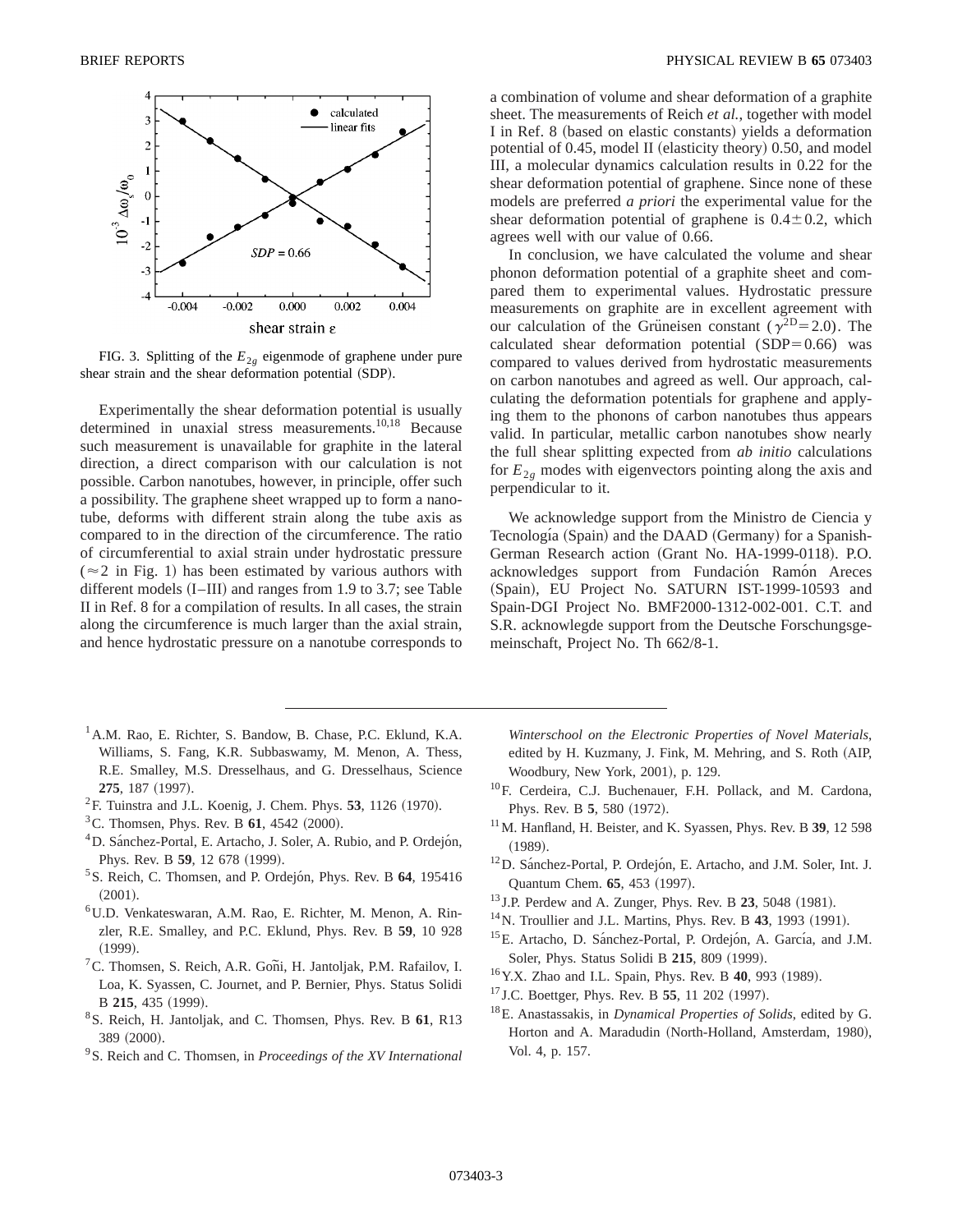4

3

2

1

0

-1

-2

-3

-4

$10^{-3}\ \Delta\omega_s/\omega_0$

calculated

linear fits

$SDP = 0.66$

-0.004 -0.002 0.000 0.002 0.004

shear strain ε

FIG. 3. Splitting of the $E_{2g}$ eigenmode of graphene under pure shear strain and the shear deformation potential (SDP).

Experimentally the shear deformation potential is usually determined in unaxial stress measurements.[10,18] Because such measurement is unavailable for graphite in the lateral direction, a direct comparison with our calculation is not possible. Carbon nanotubes, however, in principle, offer such a possibility. The graphene sheet wrapped up to form a nanotube, deforms with different strain along the tube axis as compared to in the direction of the circumference. The ratio of circumferential to axial strain under hydrostatic pressure ($\approx 2$ in Fig. 1) has been estimated by various authors with different models (I–III) and ranges from 1.9 to 3.7; see Table II in Ref. 8 for a compilation of results. In all cases, the strain along the circumference is much larger than the axial strain, and hence hydrostatic pressure on a nanotube corresponds to a combination of volume and shear deformation of a graphite sheet. The measurements of Reich *et al.*, together with model I in Ref. 8 (based on elastic constants) yields a deformation potential of 0.45, model II (elasticity theory) 0.50, and model III, a molecular dynamics calculation results in 0.22 for the shear deformation potential of graphene. Since none of these models are preferred *a priori* the experimental value for the shear deformation potential of graphene is $0.4 \pm 0.2$, which agrees well with our value of 0.66.

In conclusion, we have calculated the volume and shear phonon deformation potential of a graphite sheet and compared them to experimental values. Hydrostatic pressure measurements on graphite are in excellent agreement with our calculation of the Grüneisen constant ($\gamma^{2D} = 2.0$). The calculated shear deformation potential (SDP=0.66) was compared to values derived from hydrostatic measurements on carbon nanotubes and agreed as well. Our approach, calculating the deformation potentials for graphene and applying them to the phonons of carbon nanotubes thus appears valid. In particular, metallic carbon nanotubes show nearly the full shear splitting expected from *ab initio* calculations for $E_{2g}$ modes with eigenvectors pointing along the axis and perpendicular to it.

We acknowledge support from the Ministro de Ciencia y Tecnologı́a (Spain) and the DAAD (Germany) for a Spanish-German Research action (Grant No. HA-1999-0118). P.O. acknowledges support from Fundación Ramón Areces (Spain), EU Project No. SATURN IST-1999-10593 and Spain-DGI Project No. BMF2000-1312-002-001. C.T. and S.R. acknowlegde support from the Deutsche Forschungsgemeinschaft, Project No. Th 662/8-1.

---

[1] A.M. Rao, E. Richter, S. Bandow, B. Chase, P.C. Eklund, K.A. Williams, S. Fang, K.R. Subbaswamy, M. Menon, A. Thess, R.E. Smalley, M.S. Dresselhaus, and G. Dresselhaus, Science **275**, 187 (1997).

[2] F. Tuinstra and J.L. Koenig, J. Chem. Phys. **53**, 1126 (1970).

[3] C. Thomsen, Phys. Rev. B **61**, 4542 (2000).

[4] D. Sánchez-Portal, E. Artacho, J. Soler, A. Rubio, and P. Ordejón, Phys. Rev. B **59**, 12 678 (1999).

[5] S. Reich, C. Thomsen, and P. Ordejón, Phys. Rev. B **64**, 195416 (2001).

[6] U.D. Venkateswaran, A.M. Rao, E. Richter, M. Menon, A. Rinzler, R.E. Smalley, and P.C. Eklund, Phys. Rev. B **59**, 10 928 (1999).

[7] C. Thomsen, S. Reich, A.R. Goñi, H. Jantoljak, P.M. Rafailov, I. Loa, K. Syassen, C. Journet, and P. Bernier, Phys. Status Solidi B **215**, 435 (1999).

[8] S. Reich, H. Jantoljak, and C. Thomsen, Phys. Rev. B **61**, R13 389 (2000).

[9] S. Reich and C. Thomsen, in *Proceedings of the XV International Winterschool on the Electronic Properties of Novel Materials*, edited by H. Kuzmany, J. Fink, M. Mehring, and S. Roth (AIP, Woodbury, New York, 2001), p. 129.

[10] F. Cerdeira, C.J. Buchenauer, F.H. Pollack, and M. Cardona, Phys. Rev. B **5**, 580 (1972).

[11] M. Hanfland, H. Beister, and K. Syassen, Phys. Rev. B **39**, 12 598 (1989).

[12] D. Sánchez-Portal, P. Ordejón, E. Artacho, and J.M. Soler, Int. J. Quantum Chem. **65**, 453 (1997).

[13] J.P. Perdew and A. Zunger, Phys. Rev. B **23**, 5048 (1981).

[14] N. Troullier and J.L. Martins, Phys. Rev. B **43**, 1993 (1991).

[15] E. Artacho, D. Sánchez-Portal, P. Ordejón, A. García, and J.M. Soler, Phys. Status Solidi B **215**, 809 (1999).

[16] Y.X. Zhao and I.L. Spain, Phys. Rev. B **40**, 993 (1989).

[17] J.C. Boettger, Phys. Rev. B **55**, 11 202 (1997).

[18] E. Anastassakis, in *Dynamical Properties of Solids*, edited by G. Horton and A. Maradudin (North-Holland, Amsterdam, 1980), Vol. 4, p. 157.